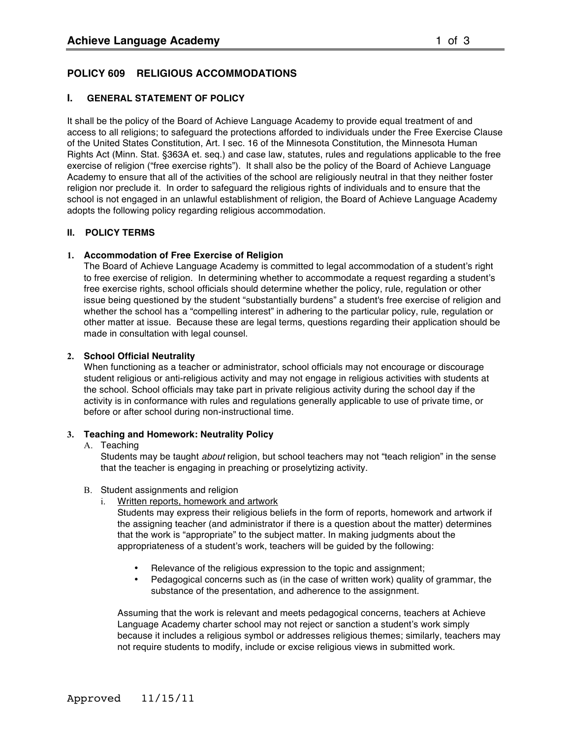## POLICY 609 RELIGIOUS ACCOMMODATIONS

### I. GENERAL STATEMENT OF POLICY

It shall be the policy of the Board of Achieve Language Academy to provide equal treatment of and access to all religions; to safeguard the protections afforded to individuals under the Free Exercise Clause of the United States Constitution, Art. I sec. 16 of the Minnesota Constitution, the Minnesota Human Rights Act (Minn. Stat. §363A et. seq.) and case law, statutes, rules and regulations applicable to the free exercise of religion ("free exercise rights"). It shall also be the policy of the Board of Achieve Language Academy to ensure that all of the activities of the school are religiously neutral in that they neither foster religion nor preclude it. In order to safeguard the religious rights of individuals and to ensure that the school is not engaged in an unlawful establishment of religion, the Board of Achieve Language Academy adopts the following policy regarding religious accommodation.

### II. POLICY TERMS

**1. Accommodation of Free Exercise of Religion**

The Board of Achieve Language Academy is committed to legal accommodation of a student's right to free exercise of religion. In determining whether to accommodate a request regarding a student's free exercise rights, school officials should determine whether the policy, rule, regulation or other issue being questioned by the student "substantially burdens" a student's free exercise of religion and whether the school has a "compelling interest" in adhering to the particular policy, rule, regulation or other matter at issue. Because these are legal terms, questions regarding their application should be made in consultation with legal counsel.

**2. School Official Neutrality**

When functioning as a teacher or administrator, school officials may not encourage or discourage student religious or anti-religious activity and may not engage in religious activities with students at the school. School officials may take part in private religious activity during the school day if the activity is in conformance with rules and regulations generally applicable to use of private time, or before or after school during non-instructional time.

**3. Teaching and Homework: Neutrality Policy**

A. Teaching

Students may be taught *about* religion, but school teachers may not "teach religion" in the sense that the teacher is engaging in preaching or proselytizing activity.

B. Student assignments and religion

i. <u>Written reports, homework and artwork</u>

Students may express their religious beliefs in the form of reports, homework and artwork if the assigning teacher (and administrator if there is a question about the matter) determines that the work is "appropriate" to the subject matter. In making judgments about the appropriateness of a student's work, teachers will be guided by the following:

- Relevance of the religious expression to the topic and assignment;
- Pedagogical concerns such as (in the case of written work) quality of grammar, the substance of the presentation, and adherence to the assignment.

Assuming that the work is relevant and meets pedagogical concerns, teachers at Achieve Language Academy charter school may not reject or sanction a student's work simply because it includes a religious symbol or addresses religious themes; similarly, teachers may not require students to modify, include or excise religious views in submitted work.

Approved 11/15/11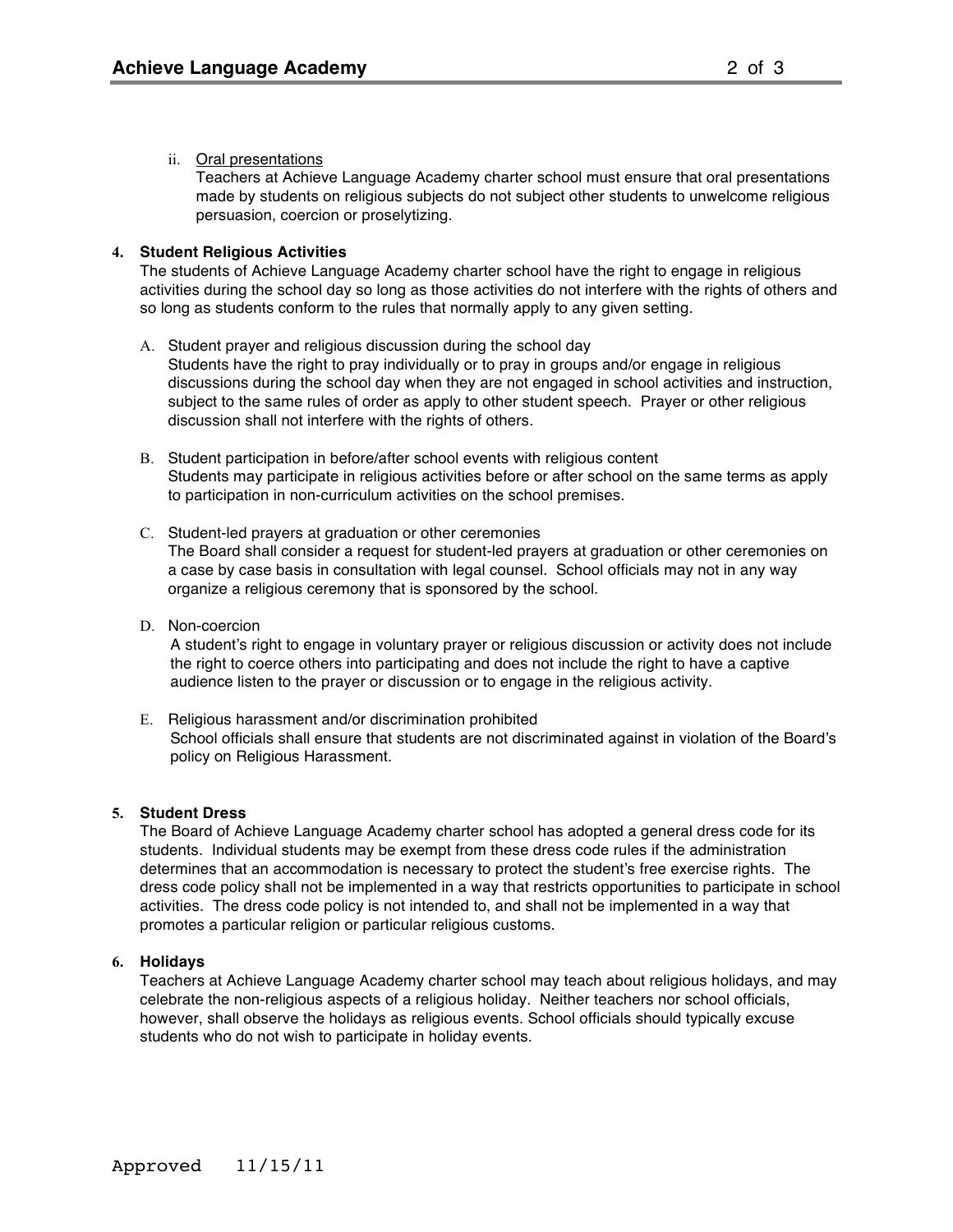ii. Oral presentations

Teachers at Achieve Language Academy charter school must ensure that oral presentations made by students on religious subjects do not subject other students to unwelcome religious persuasion, coercion or proselytizing.

**4. Student Religious Activities**

The students of Achieve Language Academy charter school have the right to engage in religious activities during the school day so long as those activities do not interfere with the rights of others and so long as students conform to the rules that normally apply to any given setting.

A. Student prayer and religious discussion during the school day

Students have the right to pray individually or to pray in groups and/or engage in religious discussions during the school day when they are not engaged in school activities and instruction, subject to the same rules of order as apply to other student speech. Prayer or other religious discussion shall not interfere with the rights of others.

B. Student participation in before/after school events with religious content

Students may participate in religious activities before or after school on the same terms as apply to participation in non-curriculum activities on the school premises.

C. Student-led prayers at graduation or other ceremonies

The Board shall consider a request for student-led prayers at graduation or other ceremonies on a case by case basis in consultation with legal counsel. School officials may not in any way organize a religious ceremony that is sponsored by the school.

D. Non-coercion

A student's right to engage in voluntary prayer or religious discussion or activity does not include the right to coerce others into participating and does not include the right to have a captive audience listen to the prayer or discussion or to engage in the religious activity.

E. Religious harassment and/or discrimination prohibited

School officials shall ensure that students are not discriminated against in violation of the Board's policy on Religious Harassment.

**5. Student Dress**

The Board of Achieve Language Academy charter school has adopted a general dress code for its students. Individual students may be exempt from these dress code rules if the administration determines that an accommodation is necessary to protect the student's free exercise rights. The dress code policy shall not be implemented in a way that restricts opportunities to participate in school activities. The dress code policy is not intended to, and shall not be implemented in a way that promotes a particular religion or particular religious customs.

**6. Holidays**

Teachers at Achieve Language Academy charter school may teach about religious holidays, and may celebrate the non-religious aspects of a religious holiday. Neither teachers nor school officials, however, shall observe the holidays as religious events. School officials should typically excuse students who do not wish to participate in holiday events.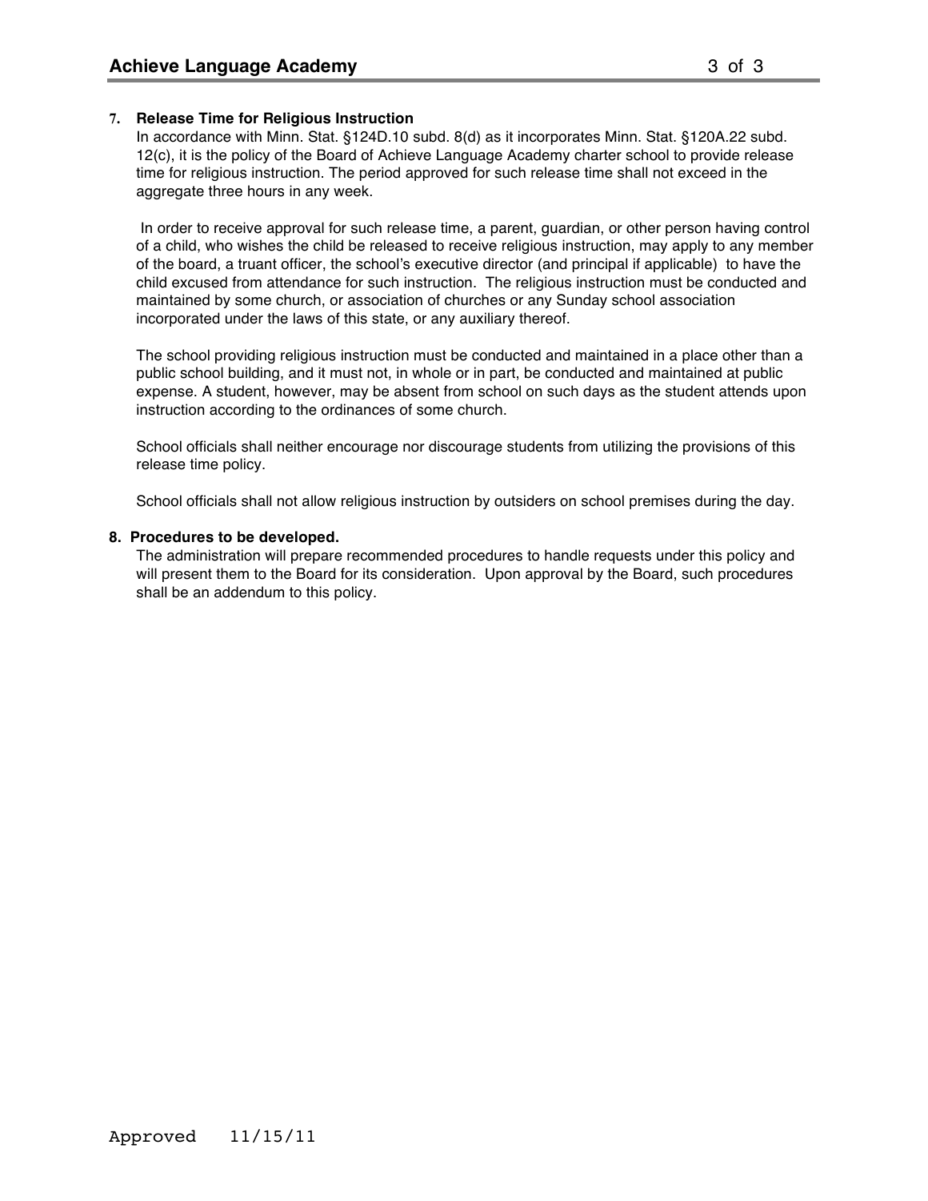**7. Release Time for Religious Instruction**

In accordance with Minn. Stat. §124D.10 subd. 8(d) as it incorporates Minn. Stat. §120A.22 subd. 12(c), it is the policy of the Board of Achieve Language Academy charter school to provide release time for religious instruction. The period approved for such release time shall not exceed in the aggregate three hours in any week.

In order to receive approval for such release time, a parent, guardian, or other person having control of a child, who wishes the child be released to receive religious instruction, may apply to any member of the board, a truant officer, the school's executive director (and principal if applicable) to have the child excused from attendance for such instruction. The religious instruction must be conducted and maintained by some church, or association of churches or any Sunday school association incorporated under the laws of this state, or any auxiliary thereof.

The school providing religious instruction must be conducted and maintained in a place other than a public school building, and it must not, in whole or in part, be conducted and maintained at public expense. A student, however, may be absent from school on such days as the student attends upon instruction according to the ordinances of some church.

School officials shall neither encourage nor discourage students from utilizing the provisions of this release time policy.

School officials shall not allow religious instruction by outsiders on school premises during the day.

**8. Procedures to be developed.**

The administration will prepare recommended procedures to handle requests under this policy and will present them to the Board for its consideration. Upon approval by the Board, such procedures shall be an addendum to this policy.

Approved 11/15/11